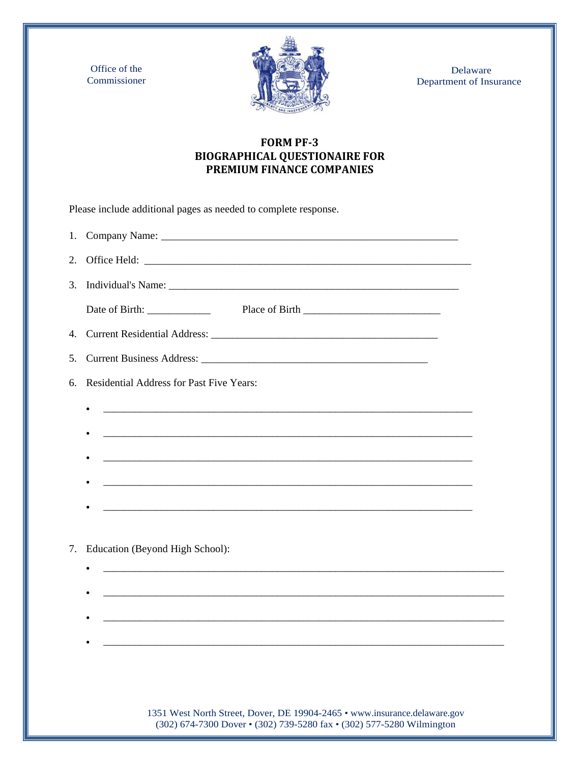Office of the Commissioner

Delaware Department of Insurance

# FORM PF-3
# BIOGRAPHICAL QUESTIONAIRE FOR PREMIUM FINANCE COMPANIES

Please include additional pages as needed to complete response.

1. Company Name: ___________________________________________________________

2. Office Held: ____________________________________________________________________

3. Individual's Name: ___________________________________________________________

   Date of Birth: ____________ Place of Birth ___________________________

4. Current Residential Address: _____________________________________________

5. Current Business Address: _____________________________________________

6. Residential Address for Past Five Years:

   - ___________________________________________________________________________
   - ___________________________________________________________________________
   - ___________________________________________________________________________
   - ___________________________________________________________________________
   - ___________________________________________________________________________

7. Education (Beyond High School):

   - ________________________________________________________________________________
   - ________________________________________________________________________________
   - ________________________________________________________________________________
   - ________________________________________________________________________________

1351 West North Street, Dover, DE 19904-2465 • www.insurance.delaware.gov
(302) 674-7300 Dover • (302) 739-5280 fax • (302) 577-5280 Wilmington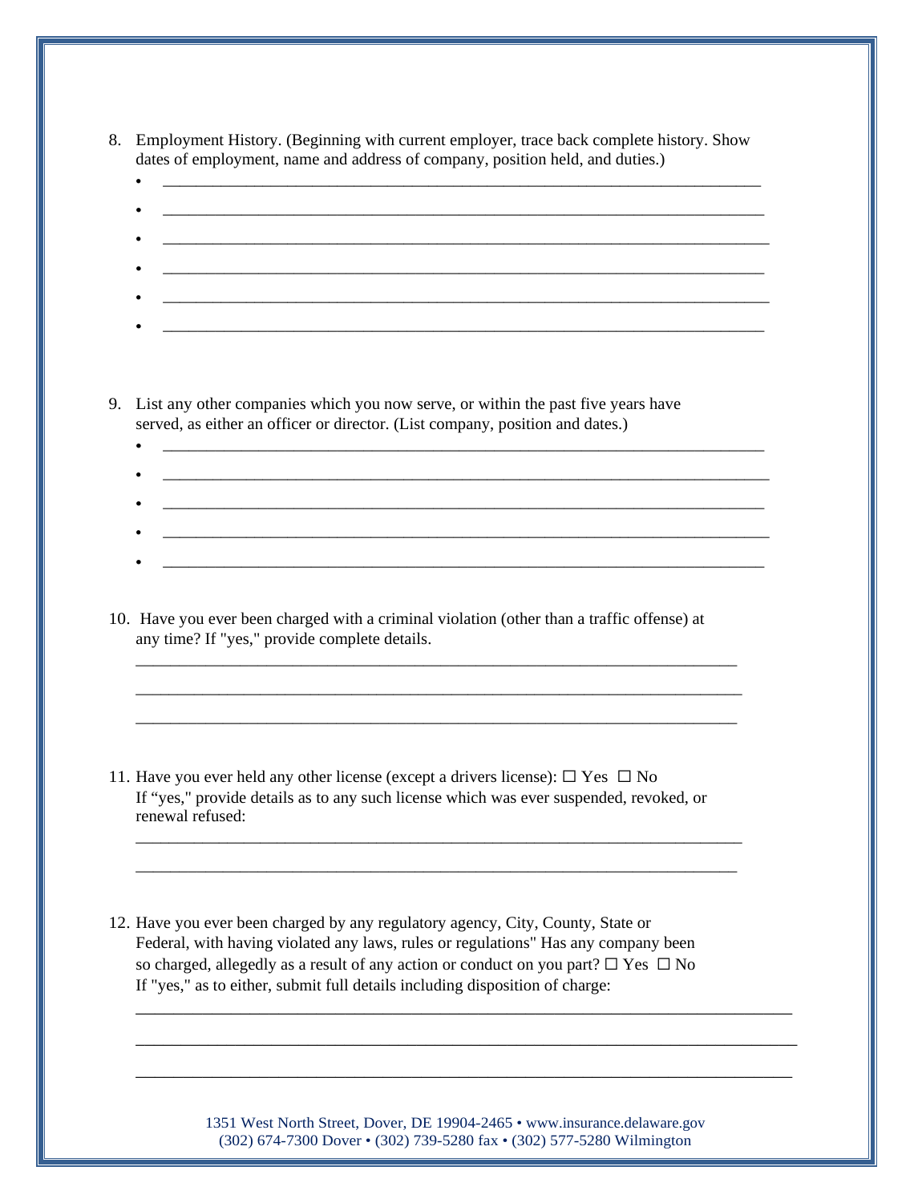8. Employment History. (Beginning with current employer, trace back complete history. Show dates of employment, name and address of company, position held, and duties.)
   - ____________________________________________________________________________
   - ____________________________________________________________________________
   - ____________________________________________________________________________
   - ____________________________________________________________________________
   - ____________________________________________________________________________
   - ____________________________________________________________________________

9. List any other companies which you now serve, or within the past five years have served, as either an officer or director. (List company, position and dates.)
   - ____________________________________________________________________________
   - ____________________________________________________________________________
   - ____________________________________________________________________________
   - ____________________________________________________________________________
   - ____________________________________________________________________________

10. Have you ever been charged with a criminal violation (other than a traffic offense) at any time? If "yes," provide complete details.

    ____________________________________________________________________________

    ____________________________________________________________________________

    ____________________________________________________________________________

11. Have you ever held any other license (except a drivers license): ☐ Yes ☐ No
    If "yes," provide details as to any such license which was ever suspended, revoked, or renewal refused:

    ____________________________________________________________________________

    ____________________________________________________________________________

12. Have you ever been charged by any regulatory agency, City, County, State or Federal, with having violated any laws, rules or regulations" Has any company been so charged, allegedly as a result of any action or conduct on you part? ☐ Yes ☐ No
    If "yes," as to either, submit full details including disposition of charge:

    ____________________________________________________________________________

    ____________________________________________________________________________

    ____________________________________________________________________________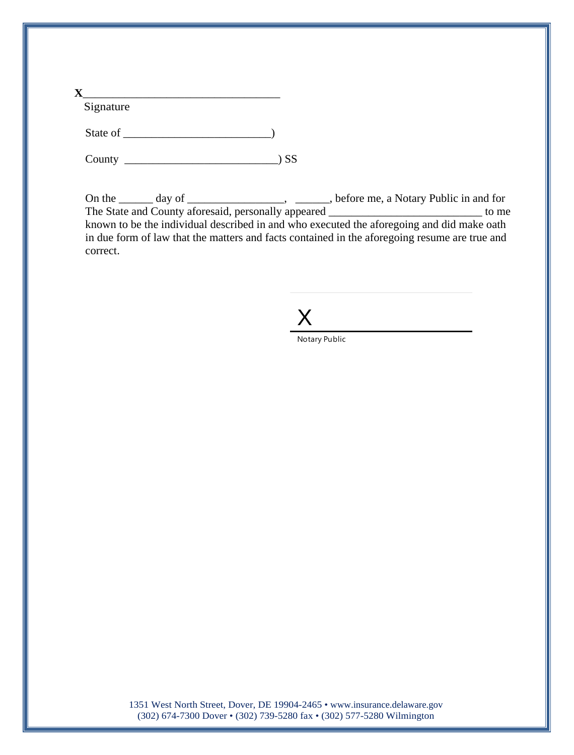X________________________________
Signature

State of _________________________)

County ___________________________) SS

On the ______ day of _________________, ______, before me, a Notary Public in and for The State and County aforesaid, personally appeared ___________________________ to me known to be the individual described in and who executed the aforegoing and did make oath in due form of law that the matters and facts contained in the aforegoing resume are true and correct.

X________________________________
Notary Public

1351 West North Street, Dover, DE 19904-2465 • www.insurance.delaware.gov
(302) 674-7300 Dover • (302) 739-5280 fax • (302) 577-5280 Wilmington